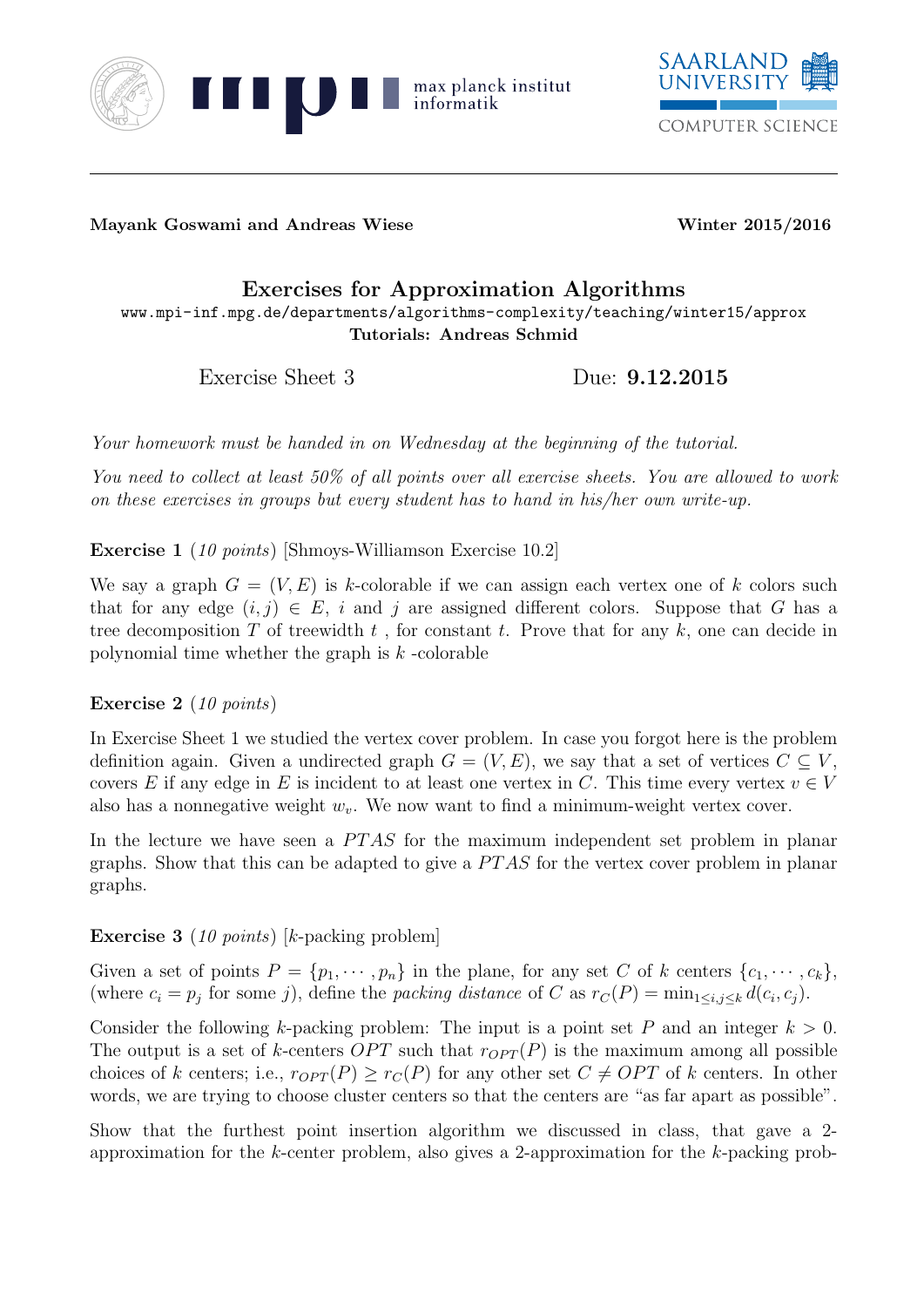**Mayank Goswami and Andreas Wiese** **Winter 2015/2016**

# Exercises for Approximation Algorithms

www.mpi-inf.mpg.de/departments/algorithms-complexity/teaching/winter15/approx

**Tutorials: Andreas Schmid**

Exercise Sheet 3 Due: **9.12.2015**

*Your homework must be handed in on Wednesday at the beginning of the tutorial.*

*You need to collect at least 50% of all points over all exercise sheets. You are allowed to work on these exercises in groups but every student has to hand in his/her own write-up.*

**Exercise 1** (*10 points*) [Shmoys-Williamson Exercise 10.2]

We say a graph $G = (V, E)$ is $k$-colorable if we can assign each vertex one of $k$ colors such that for any edge $(i, j) \in E$, $i$ and $j$ are assigned different colors. Suppose that $G$ has a tree decomposition $T$ of treewidth $t$ , for constant $t$. Prove that for any $k$, one can decide in polynomial time whether the graph is $k$ -colorable

**Exercise 2** (*10 points*)

In Exercise Sheet 1 we studied the vertex cover problem. In case you forgot here is the problem definition again. Given a undirected graph $G = (V, E)$, we say that a set of vertices $C \subseteq V$, covers $E$ if any edge in $E$ is incident to at least one vertex in $C$. This time every vertex $v \in V$ also has a nonnegative weight $w_v$. We now want to find a minimum-weight vertex cover.

In the lecture we have seen a $PTAS$ for the maximum independent set problem in planar graphs. Show that this can be adapted to give a $PTAS$ for the vertex cover problem in planar graphs.

**Exercise 3** (*10 points*) [$k$-packing problem]

Given a set of points $P = \{p_1, \cdots, p_n\}$ in the plane, for any set $C$ of $k$ centers $\{c_1, \cdots, c_k\}$, (where $c_i = p_j$ for some $j$), define the *packing distance* of $C$ as $r_C(P) = \min_{1 \le i,j \le k} d(c_i, c_j)$.

Consider the following $k$-packing problem: The input is a point set $P$ and an integer $k > 0$. The output is a set of $k$-centers $OPT$ such that $r_{OPT}(P)$ is the maximum among all possible choices of $k$ centers; i.e., $r_{OPT}(P) \geq r_C(P)$ for any other set $C \neq OPT$ of $k$ centers. In other words, we are trying to choose cluster centers so that the centers are "as far apart as possible".

Show that the furthest point insertion algorithm we discussed in class, that gave a 2-approximation for the $k$-center problem, also gives a 2-approximation for the $k$-packing prob-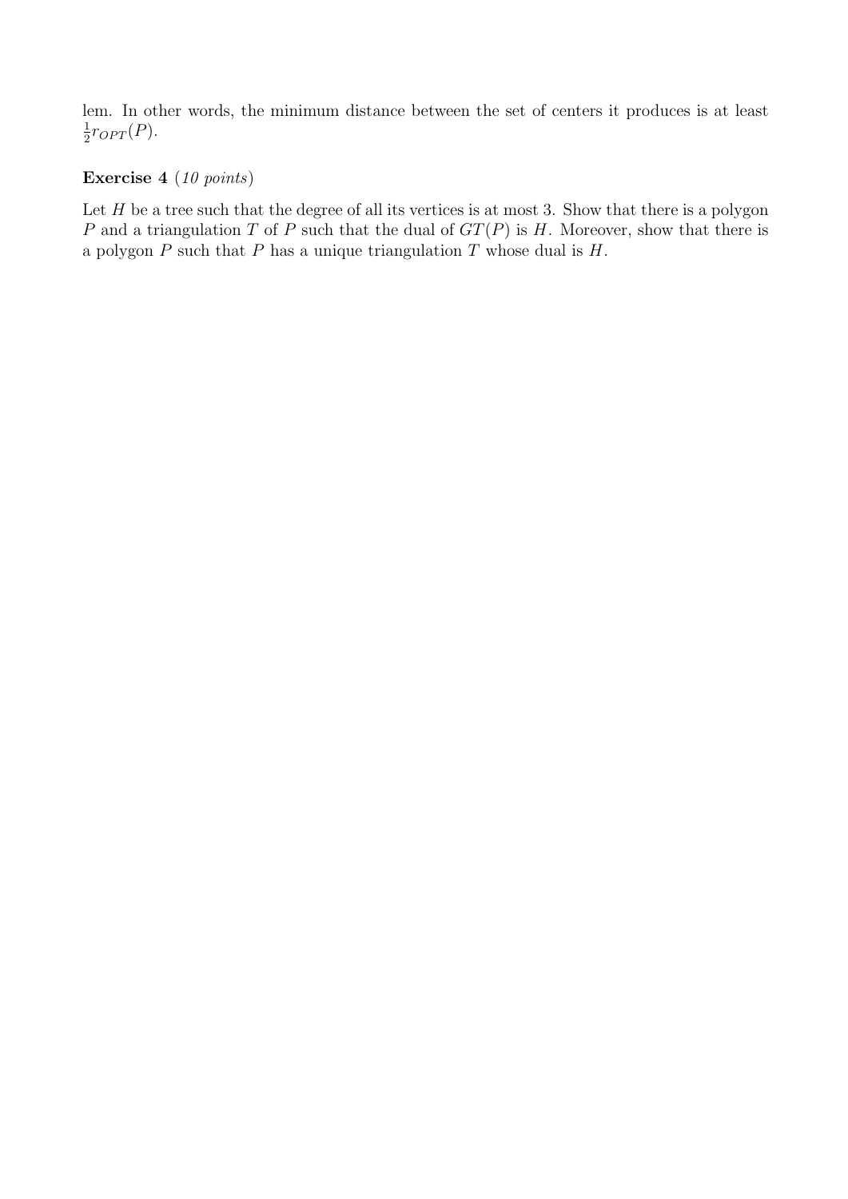lem. In other words, the minimum distance between the set of centers it produces is at least $\frac{1}{2}r_{OPT}(P)$.

**Exercise 4** (*10 points*)

Let $H$ be a tree such that the degree of all its vertices is at most 3. Show that there is a polygon $P$ and a triangulation $T$ of $P$ such that the dual of $GT(P)$ is $H$. Moreover, show that there is a polygon $P$ such that $P$ has a unique triangulation $T$ whose dual is $H$.